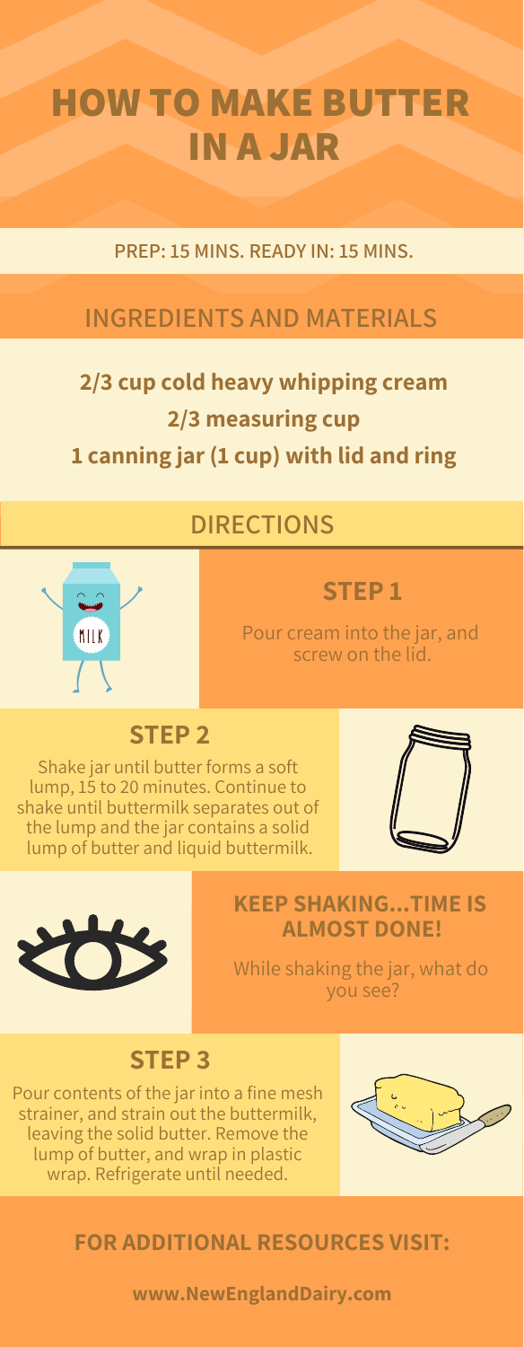# HOW TO MAKE BUTTER IN A JAR

PREP: 15 MINS. READY IN: 15 MINS.

## INGREDIENTS AND MATERIALS

**2/3 cup cold heavy whipping cream**

**2/3 measuring cup**

**1 canning jar (1 cup) with lid and ring**

## DIRECTIONS

### STEP 1

Pour cream into the jar, and screw on the lid.

### STEP 2

Shake jar until butter forms a soft lump, 15 to 20 minutes. Continue to shake until buttermilk separates out of the lump and the jar contains a solid lump of butter and liquid buttermilk.

### KEEP SHAKING...TIME IS ALMOST DONE!

While shaking the jar, what do you see?

### STEP 3

Pour contents of the jar into a fine mesh strainer, and strain out the buttermilk, leaving the solid butter. Remove the lump of butter, and wrap in plastic wrap. Refrigerate until needed.

**FOR ADDITIONAL RESOURCES VISIT:**

**www.NewEnglandDairy.com**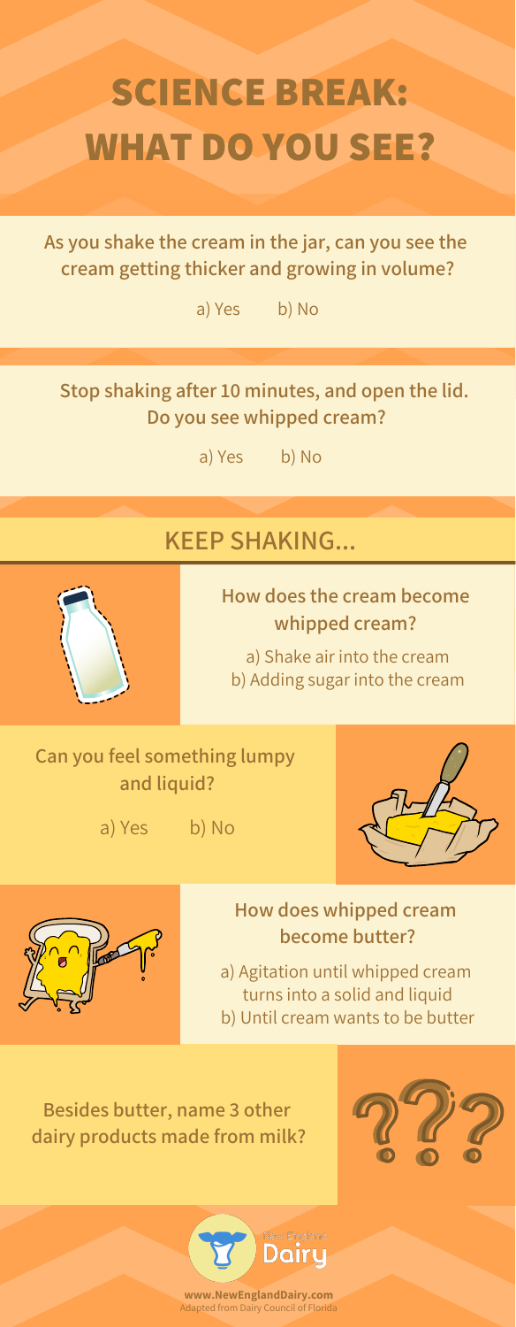# SCIENCE BREAK: WHAT DO YOU SEE?

**As you shake the cream in the jar, can you see the cream getting thicker and growing in volume?**

a) Yes b) No

**Stop shaking after 10 minutes, and open the lid. Do you see whipped cream?**

a) Yes b) No

## KEEP SHAKING...

**How does the cream become whipped cream?**

a) Shake air into the cream
b) Adding sugar into the cream

**Can you feel something lumpy and liquid?**

a) Yes b) No

**How does whipped cream become butter?**

a) Agitation until whipped cream turns into a solid and liquid
b) Until cream wants to be butter

**Besides butter, name 3 other dairy products made from milk?**

New England Dairy

**www.NewEnglandDairy.com**
Adapted from Dairy Council of Florida